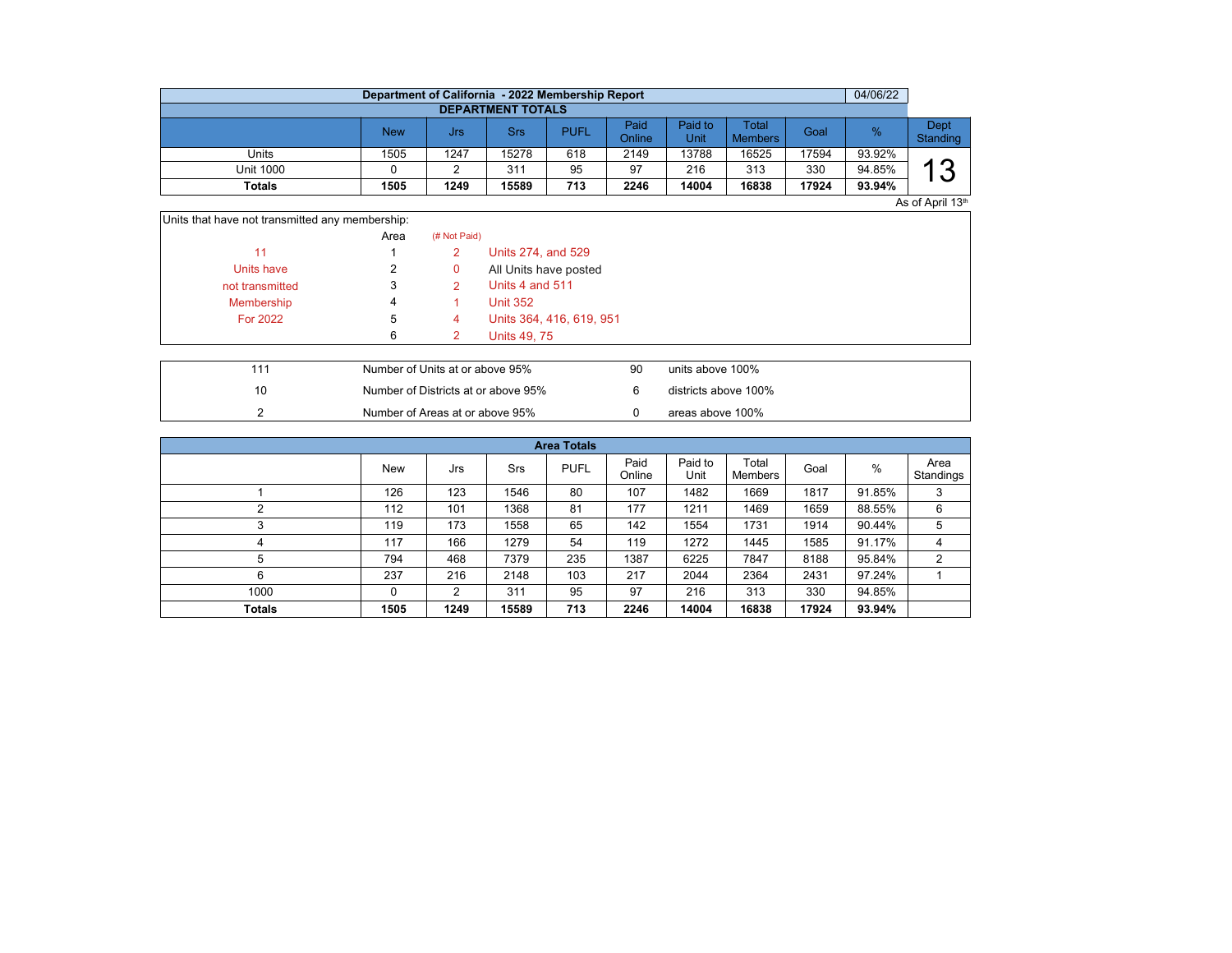| Department of California - 2022 Membership Report | | | | | | | | | | 04/06/22 | |
|---|---|---|---|---|---|---|---|---|---|---|---|
| **DEPARTMENT TOTALS** | | | | | | | | | | | |
| | New | Jrs | Srs | PUFL | Paid Online | Paid to Unit | Total Members | Goal | % | Dept Standing |
| Units | 1505 | 1247 | 15278 | 618 | 2149 | 13788 | 16525 | 17594 | 93.92% | 13 |
| Unit 1000 | 0 | 2 | 311 | 95 | 97 | 216 | 313 | 330 | 94.85% | |
| **Totals** | **1505** | **1249** | **15589** | **713** | **2246** | **14004** | **16838** | **17924** | **93.94%** | |

As of April 13th

Units that have not transmitted any membership:

| | Area | (# Not Paid) | |
|---|---|---|---|
| 11 | 1 | 2 | Units 274, and 529 |
| Units have | 2 | 0 | All Units have posted |
| not transmitted | 3 | 2 | Units 4 and 511 |
| Membership | 4 | 1 | Unit 352 |
| For 2022 | 5 | 4 | Units 364, 416, 619, 951 |
| | 6 | 2 | Units 49, 75 |

| | | | |
|---|---|---|---|
| 111 | Number of Units at or above 95% | 90 | units above 100% |
| 10 | Number of Districts at or above 95% | 6 | districts above 100% |
| 2 | Number of Areas at or above 95% | 0 | areas above 100% |

**Area Totals**

| | New | Jrs | Srs | PUFL | Paid Online | Paid to Unit | Total Members | Goal | % | Area Standings |
|---|---|---|---|---|---|---|---|---|---|---|
| 1 | 126 | 123 | 1546 | 80 | 107 | 1482 | 1669 | 1817 | 91.85% | 3 |
| 2 | 112 | 101 | 1368 | 81 | 177 | 1211 | 1469 | 1659 | 88.55% | 6 |
| 3 | 119 | 173 | 1558 | 65 | 142 | 1554 | 1731 | 1914 | 90.44% | 5 |
| 4 | 117 | 166 | 1279 | 54 | 119 | 1272 | 1445 | 1585 | 91.17% | 4 |
| 5 | 794 | 468 | 7379 | 235 | 1387 | 6225 | 7847 | 8188 | 95.84% | 2 |
| 6 | 237 | 216 | 2148 | 103 | 217 | 2044 | 2364 | 2431 | 97.24% | 1 |
| 1000 | 0 | 2 | 311 | 95 | 97 | 216 | 313 | 330 | 94.85% | |
| **Totals** | **1505** | **1249** | **15589** | **713** | **2246** | **14004** | **16838** | **17924** | **93.94%** | |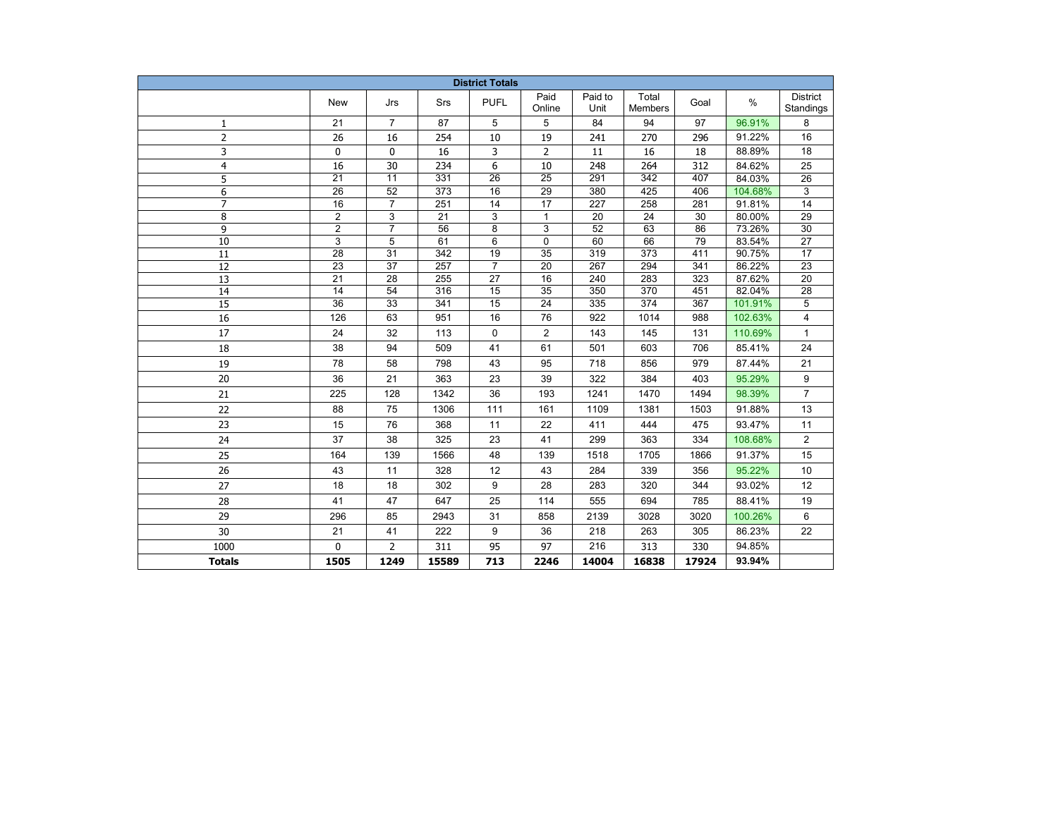| District Totals | | | | | | | | | | |
|---|---|---|---|---|---|---|---|---|---|---|
| | New | Jrs | Srs | PUFL | Paid Online | Paid to Unit | Total Members | Goal | % | District Standings |
| 1 | 21 | 7 | 87 | 5 | 5 | 84 | 94 | 97 | 96.91% | 8 |
| 2 | 26 | 16 | 254 | 10 | 19 | 241 | 270 | 296 | 91.22% | 16 |
| 3 | 0 | 0 | 16 | 3 | 2 | 11 | 16 | 18 | 88.89% | 18 |
| 4 | 16 | 30 | 234 | 6 | 10 | 248 | 264 | 312 | 84.62% | 25 |
| 5 | 21 | 11 | 331 | 26 | 25 | 291 | 342 | 407 | 84.03% | 26 |
| 6 | 26 | 52 | 373 | 16 | 29 | 380 | 425 | 406 | 104.68% | 3 |
| 7 | 16 | 7 | 251 | 14 | 17 | 227 | 258 | 281 | 91.81% | 14 |
| 8 | 2 | 3 | 21 | 3 | 1 | 20 | 24 | 30 | 80.00% | 29 |
| 9 | 2 | 7 | 56 | 8 | 3 | 52 | 63 | 86 | 73.26% | 30 |
| 10 | 3 | 5 | 61 | 6 | 0 | 60 | 66 | 79 | 83.54% | 27 |
| 11 | 28 | 31 | 342 | 19 | 35 | 319 | 373 | 411 | 90.75% | 17 |
| 12 | 23 | 37 | 257 | 7 | 20 | 267 | 294 | 341 | 86.22% | 23 |
| 13 | 21 | 28 | 255 | 27 | 16 | 240 | 283 | 323 | 87.62% | 20 |
| 14 | 14 | 54 | 316 | 15 | 35 | 350 | 370 | 451 | 82.04% | 28 |
| 15 | 36 | 33 | 341 | 15 | 24 | 335 | 374 | 367 | 101.91% | 5 |
| 16 | 126 | 63 | 951 | 16 | 76 | 922 | 1014 | 988 | 102.63% | 4 |
| 17 | 24 | 32 | 113 | 0 | 2 | 143 | 145 | 131 | 110.69% | 1 |
| 18 | 38 | 94 | 509 | 41 | 61 | 501 | 603 | 706 | 85.41% | 24 |
| 19 | 78 | 58 | 798 | 43 | 95 | 718 | 856 | 979 | 87.44% | 21 |
| 20 | 36 | 21 | 363 | 23 | 39 | 322 | 384 | 403 | 95.29% | 9 |
| 21 | 225 | 128 | 1342 | 36 | 193 | 1241 | 1470 | 1494 | 98.39% | 7 |
| 22 | 88 | 75 | 1306 | 111 | 161 | 1109 | 1381 | 1503 | 91.88% | 13 |
| 23 | 15 | 76 | 368 | 11 | 22 | 411 | 444 | 475 | 93.47% | 11 |
| 24 | 37 | 38 | 325 | 23 | 41 | 299 | 363 | 334 | 108.68% | 2 |
| 25 | 164 | 139 | 1566 | 48 | 139 | 1518 | 1705 | 1866 | 91.37% | 15 |
| 26 | 43 | 11 | 328 | 12 | 43 | 284 | 339 | 356 | 95.22% | 10 |
| 27 | 18 | 18 | 302 | 9 | 28 | 283 | 320 | 344 | 93.02% | 12 |
| 28 | 41 | 47 | 647 | 25 | 114 | 555 | 694 | 785 | 88.41% | 19 |
| 29 | 296 | 85 | 2943 | 31 | 858 | 2139 | 3028 | 3020 | 100.26% | 6 |
| 30 | 21 | 41 | 222 | 9 | 36 | 218 | 263 | 305 | 86.23% | 22 |
| 1000 | 0 | 2 | 311 | 95 | 97 | 216 | 313 | 330 | 94.85% | |
| **Totals** | **1505** | **1249** | **15589** | **713** | **2246** | **14004** | **16838** | **17924** | **93.94%** | |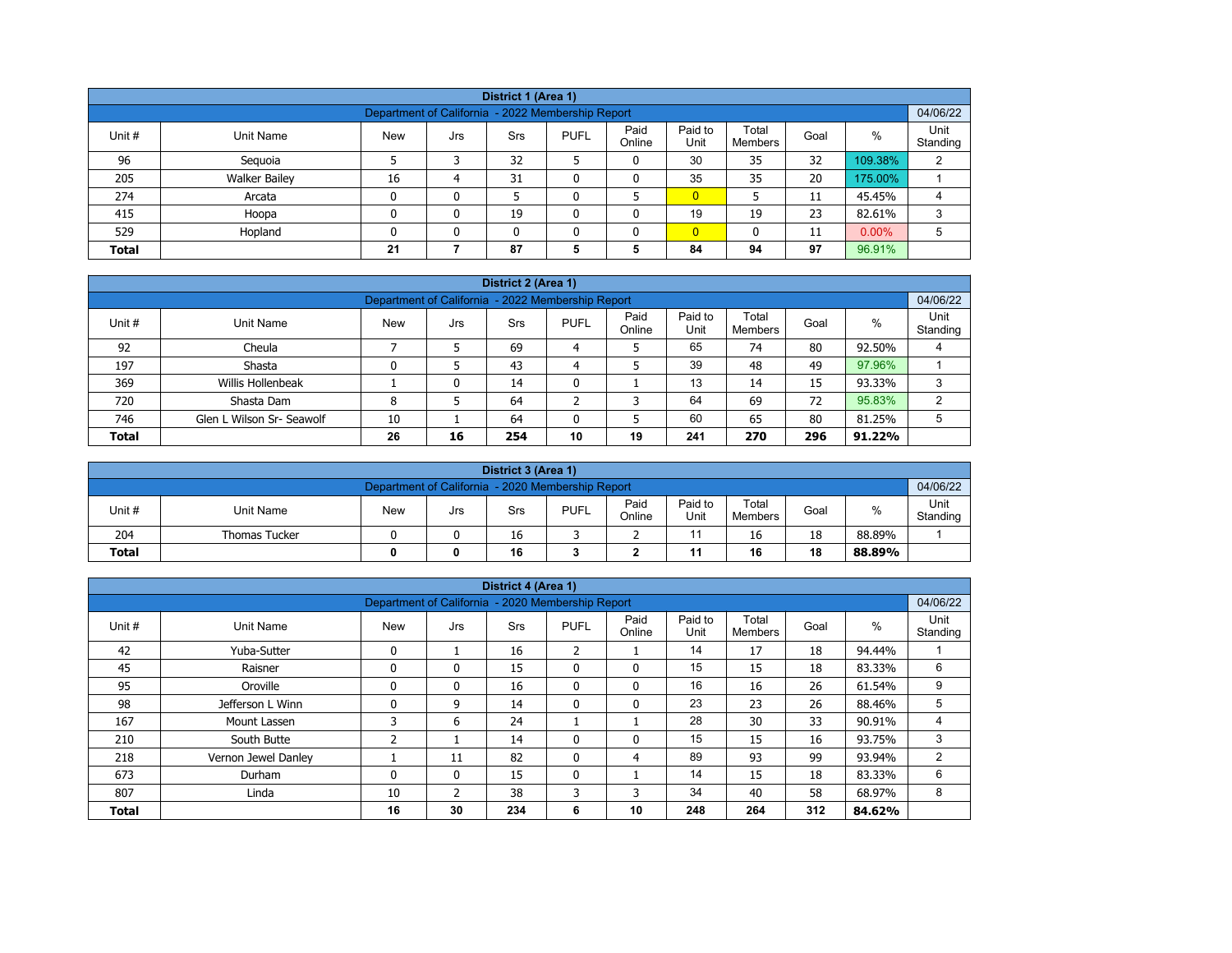## District 1 (Area 1)

| Department of California - 2022 Membership Report | | | | | | | | | | 04/06/22 |
|---|---|---|---|---|---|---|---|---|---|---|
| Unit # | Unit Name | New | Jrs | Srs | PUFL | Paid Online | Paid to Unit | Total Members | Goal | % | Unit Standing |
| 96 | Sequoia | 5 | 3 | 32 | 5 | 0 | 30 | 35 | 32 | 109.38% | 2 |
| 205 | Walker Bailey | 16 | 4 | 31 | 0 | 0 | 35 | 35 | 20 | 175.00% | 1 |
| 274 | Arcata | 0 | 0 | 5 | 0 | 5 | 0 | 5 | 11 | 45.45% | 4 |
| 415 | Hoopa | 0 | 0 | 19 | 0 | 0 | 19 | 19 | 23 | 82.61% | 3 |
| 529 | Hopland | 0 | 0 | 0 | 0 | 0 | 0 | 0 | 11 | 0.00% | 5 |
| **Total** | | **21** | **7** | **87** | **5** | **5** | **84** | **94** | **97** | **96.91%** | |

## District 2 (Area 1)

| Department of California - 2022 Membership Report | | | | | | | | | | 04/06/22 |
|---|---|---|---|---|---|---|---|---|---|---|
| Unit # | Unit Name | New | Jrs | Srs | PUFL | Paid Online | Paid to Unit | Total Members | Goal | % | Unit Standing |
| 92 | Cheula | 7 | 5 | 69 | 4 | 5 | 65 | 74 | 80 | 92.50% | 4 |
| 197 | Shasta | 0 | 5 | 43 | 4 | 5 | 39 | 48 | 49 | 97.96% | 1 |
| 369 | Willis Hollenbeak | 1 | 0 | 14 | 0 | 1 | 13 | 14 | 15 | 93.33% | 3 |
| 720 | Shasta Dam | 8 | 5 | 64 | 2 | 3 | 64 | 69 | 72 | 95.83% | 2 |
| 746 | Glen L Wilson Sr- Seawolf | 10 | 1 | 64 | 0 | 5 | 60 | 65 | 80 | 81.25% | 5 |
| **Total** | | **26** | **16** | **254** | **10** | **19** | **241** | **270** | **296** | **91.22%** | |

## District 3 (Area 1)

| Department of California - 2020 Membership Report | | | | | | | | | | 04/06/22 |
|---|---|---|---|---|---|---|---|---|---|---|
| Unit # | Unit Name | New | Jrs | Srs | PUFL | Paid Online | Paid to Unit | Total Members | Goal | % | Unit Standing |
| 204 | Thomas Tucker | 0 | 0 | 16 | 3 | 2 | 11 | 16 | 18 | 88.89% | 1 |
| **Total** | | **0** | **0** | **16** | **3** | **2** | **11** | **16** | **18** | **88.89%** | |

## District 4 (Area 1)

| Department of California - 2020 Membership Report | | | | | | | | | | 04/06/22 |
|---|---|---|---|---|---|---|---|---|---|---|
| Unit # | Unit Name | New | Jrs | Srs | PUFL | Paid Online | Paid to Unit | Total Members | Goal | % | Unit Standing |
| 42 | Yuba-Sutter | 0 | 1 | 16 | 2 | 1 | 14 | 17 | 18 | 94.44% | 1 |
| 45 | Raisner | 0 | 0 | 15 | 0 | 0 | 15 | 15 | 18 | 83.33% | 6 |
| 95 | Oroville | 0 | 0 | 16 | 0 | 0 | 16 | 16 | 26 | 61.54% | 9 |
| 98 | Jefferson L Winn | 0 | 9 | 14 | 0 | 0 | 23 | 23 | 26 | 88.46% | 5 |
| 167 | Mount Lassen | 3 | 6 | 24 | 1 | 1 | 28 | 30 | 33 | 90.91% | 4 |
| 210 | South Butte | 2 | 1 | 14 | 0 | 0 | 15 | 15 | 16 | 93.75% | 3 |
| 218 | Vernon Jewel Danley | 1 | 11 | 82 | 0 | 4 | 89 | 93 | 99 | 93.94% | 2 |
| 673 | Durham | 0 | 0 | 15 | 0 | 1 | 14 | 15 | 18 | 83.33% | 6 |
| 807 | Linda | 10 | 2 | 38 | 3 | 3 | 34 | 40 | 58 | 68.97% | 8 |
| **Total** | | **16** | **30** | **234** | **6** | **10** | **248** | **264** | **312** | **84.62%** | |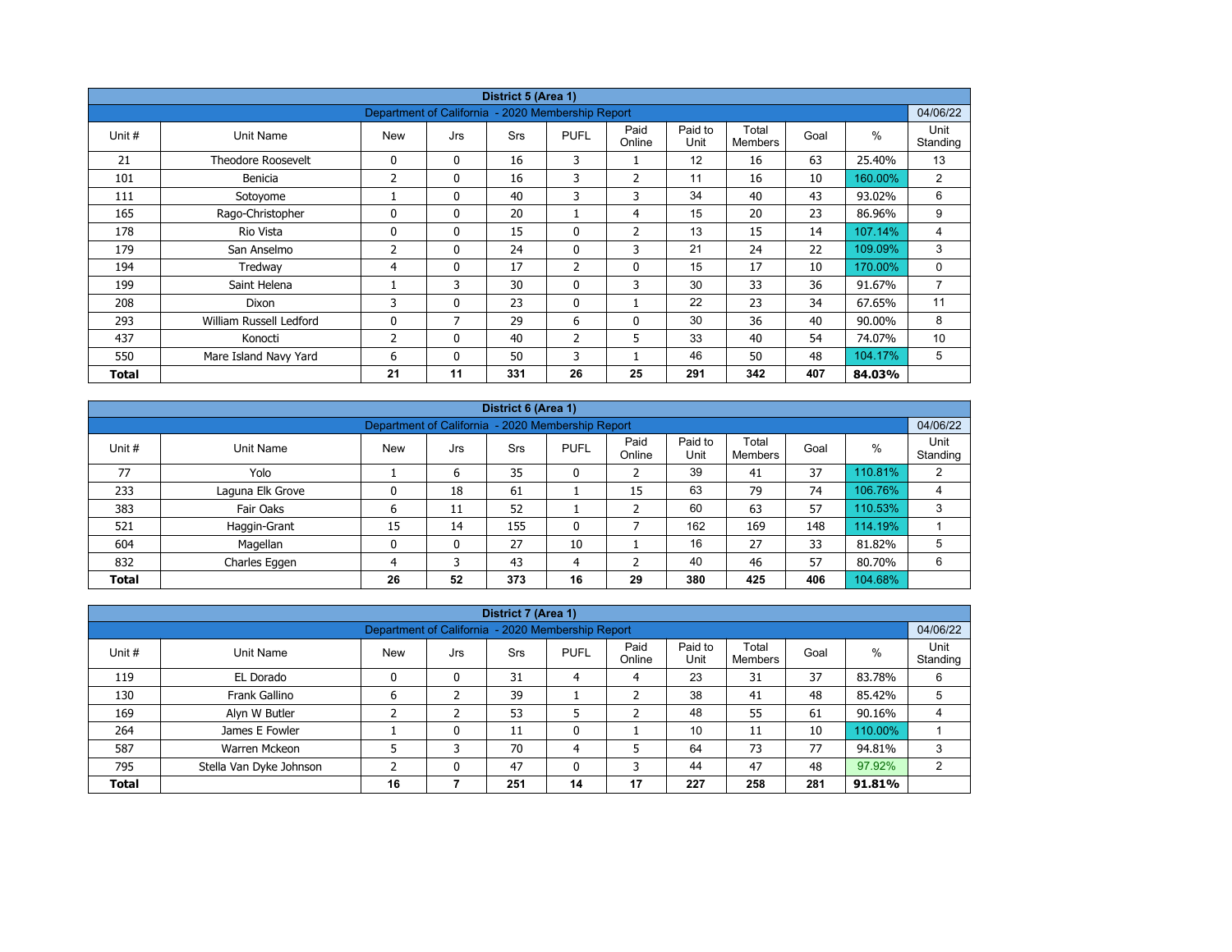| District 5 (Area 1) | | | | | | | | | | | |
|---|---|---|---|---|---|---|---|---|---|---|---|
| Department of California - 2020 Membership Report | | | | | | | | | | | 04/06/22 |
| Unit # | Unit Name | New | Jrs | Srs | PUFL | Paid Online | Paid to Unit | Total Members | Goal | % | Unit Standing |
| 21 | Theodore Roosevelt | 0 | 0 | 16 | 3 | 1 | 12 | 16 | 63 | 25.40% | 13 |
| 101 | Benicia | 2 | 0 | 16 | 3 | 2 | 11 | 16 | 10 | 160.00% | 2 |
| 111 | Sotoyome | 1 | 0 | 40 | 3 | 3 | 34 | 40 | 43 | 93.02% | 6 |
| 165 | Rago-Christopher | 0 | 0 | 20 | 1 | 4 | 15 | 20 | 23 | 86.96% | 9 |
| 178 | Rio Vista | 0 | 0 | 15 | 0 | 2 | 13 | 15 | 14 | 107.14% | 4 |
| 179 | San Anselmo | 2 | 0 | 24 | 0 | 3 | 21 | 24 | 22 | 109.09% | 3 |
| 194 | Tredway | 4 | 0 | 17 | 2 | 0 | 15 | 17 | 10 | 170.00% | 0 |
| 199 | Saint Helena | 1 | 3 | 30 | 0 | 3 | 30 | 33 | 36 | 91.67% | 7 |
| 208 | Dixon | 3 | 0 | 23 | 0 | 1 | 22 | 23 | 34 | 67.65% | 11 |
| 293 | William Russell Ledford | 0 | 7 | 29 | 6 | 0 | 30 | 36 | 40 | 90.00% | 8 |
| 437 | Konocti | 2 | 0 | 40 | 2 | 5 | 33 | 40 | 54 | 74.07% | 10 |
| 550 | Mare Island Navy Yard | 6 | 0 | 50 | 3 | 1 | 46 | 50 | 48 | 104.17% | 5 |
| **Total** | | **21** | **11** | **331** | **26** | **25** | **291** | **342** | **407** | **84.03%** | |

| District 6 (Area 1) | | | | | | | | | | | |
|---|---|---|---|---|---|---|---|---|---|---|---|
| Department of California - 2020 Membership Report | | | | | | | | | | | 04/06/22 |
| Unit # | Unit Name | New | Jrs | Srs | PUFL | Paid Online | Paid to Unit | Total Members | Goal | % | Unit Standing |
| 77 | Yolo | 1 | 6 | 35 | 0 | 2 | 39 | 41 | 37 | 110.81% | 2 |
| 233 | Laguna Elk Grove | 0 | 18 | 61 | 1 | 15 | 63 | 79 | 74 | 106.76% | 4 |
| 383 | Fair Oaks | 6 | 11 | 52 | 1 | 2 | 60 | 63 | 57 | 110.53% | 3 |
| 521 | Haggin-Grant | 15 | 14 | 155 | 0 | 7 | 162 | 169 | 148 | 114.19% | 1 |
| 604 | Magellan | 0 | 0 | 27 | 10 | 1 | 16 | 27 | 33 | 81.82% | 5 |
| 832 | Charles Eggen | 4 | 3 | 43 | 4 | 2 | 40 | 46 | 57 | 80.70% | 6 |
| **Total** | | **26** | **52** | **373** | **16** | **29** | **380** | **425** | **406** | **104.68%** | |

| District 7 (Area 1) | | | | | | | | | | | |
|---|---|---|---|---|---|---|---|---|---|---|---|
| Department of California - 2020 Membership Report | | | | | | | | | | | 04/06/22 |
| Unit # | Unit Name | New | Jrs | Srs | PUFL | Paid Online | Paid to Unit | Total Members | Goal | % | Unit Standing |
| 119 | EL Dorado | 0 | 0 | 31 | 4 | 4 | 23 | 31 | 37 | 83.78% | 6 |
| 130 | Frank Gallino | 6 | 2 | 39 | 1 | 2 | 38 | 41 | 48 | 85.42% | 5 |
| 169 | Alyn W Butler | 2 | 2 | 53 | 5 | 2 | 48 | 55 | 61 | 90.16% | 4 |
| 264 | James E Fowler | 1 | 0 | 11 | 0 | 1 | 10 | 11 | 10 | 110.00% | 1 |
| 587 | Warren Mckeon | 5 | 3 | 70 | 4 | 5 | 64 | 73 | 77 | 94.81% | 3 |
| 795 | Stella Van Dyke Johnson | 2 | 0 | 47 | 0 | 3 | 44 | 47 | 48 | 97.92% | 2 |
| **Total** | | **16** | **7** | **251** | **14** | **17** | **227** | **258** | **281** | **91.81%** | |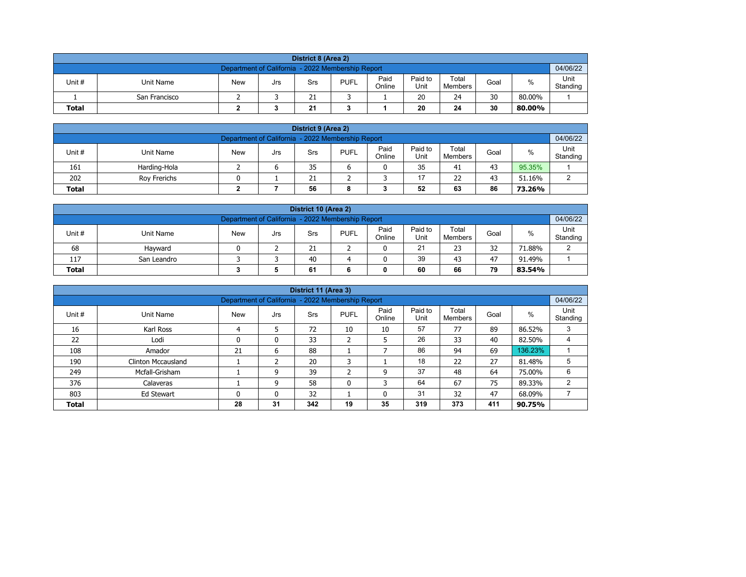| District 8 (Area 2) | | | | | | | | | | | |
|---|---|---|---|---|---|---|---|---|---|---|---|
| Department of California - 2022 Membership Report | | | | | | | | | | | 04/06/22 |
| Unit # | Unit Name | New | Jrs | Srs | PUFL | Paid Online | Paid to Unit | Total Members | Goal | % | Unit Standing |
| 1 | San Francisco | 2 | 3 | 21 | 3 | 1 | 20 | 24 | 30 | 80.00% | 1 |
| **Total** | | **2** | **3** | **21** | **3** | **1** | **20** | **24** | **30** | **80.00%** | |

| District 9 (Area 2) | | | | | | | | | | | |
|---|---|---|---|---|---|---|---|---|---|---|---|
| Department of California - 2022 Membership Report | | | | | | | | | | | 04/06/22 |
| Unit # | Unit Name | New | Jrs | Srs | PUFL | Paid Online | Paid to Unit | Total Members | Goal | % | Unit Standing |
| 161 | Harding-Hola | 2 | 6 | 35 | 6 | 0 | 35 | 41 | 43 | 95.35% | 1 |
| 202 | Roy Frerichs | 0 | 1 | 21 | 2 | 3 | 17 | 22 | 43 | 51.16% | 2 |
| **Total** | | **2** | **7** | **56** | **8** | **3** | **52** | **63** | **86** | **73.26%** | |

| District 10 (Area 2) | | | | | | | | | | | |
|---|---|---|---|---|---|---|---|---|---|---|---|
| Department of California - 2022 Membership Report | | | | | | | | | | | 04/06/22 |
| Unit # | Unit Name | New | Jrs | Srs | PUFL | Paid Online | Paid to Unit | Total Members | Goal | % | Unit Standing |
| 68 | Hayward | 0 | 2 | 21 | 2 | 0 | 21 | 23 | 32 | 71.88% | 2 |
| 117 | San Leandro | 3 | 3 | 40 | 4 | 0 | 39 | 43 | 47 | 91.49% | 1 |
| **Total** | | **3** | **5** | **61** | **6** | **0** | **60** | **66** | **79** | **83.54%** | |

| District 11 (Area 3) | | | | | | | | | | | |
|---|---|---|---|---|---|---|---|---|---|---|---|
| Department of California - 2022 Membership Report | | | | | | | | | | | 04/06/22 |
| Unit # | Unit Name | New | Jrs | Srs | PUFL | Paid Online | Paid to Unit | Total Members | Goal | % | Unit Standing |
| 16 | Karl Ross | 4 | 5 | 72 | 10 | 10 | 57 | 77 | 89 | 86.52% | 3 |
| 22 | Lodi | 0 | 0 | 33 | 2 | 5 | 26 | 33 | 40 | 82.50% | 4 |
| 108 | Amador | 21 | 6 | 88 | 1 | 7 | 86 | 94 | 69 | 136.23% | 1 |
| 190 | Clinton Mccausland | 1 | 2 | 20 | 3 | 1 | 18 | 22 | 27 | 81.48% | 5 |
| 249 | Mcfall-Grisham | 1 | 9 | 39 | 2 | 9 | 37 | 48 | 64 | 75.00% | 6 |
| 376 | Calaveras | 1 | 9 | 58 | 0 | 3 | 64 | 67 | 75 | 89.33% | 2 |
| 803 | Ed Stewart | 0 | 0 | 32 | 1 | 0 | 31 | 32 | 47 | 68.09% | 7 |
| **Total** | | **28** | **31** | **342** | **19** | **35** | **319** | **373** | **411** | **90.75%** | |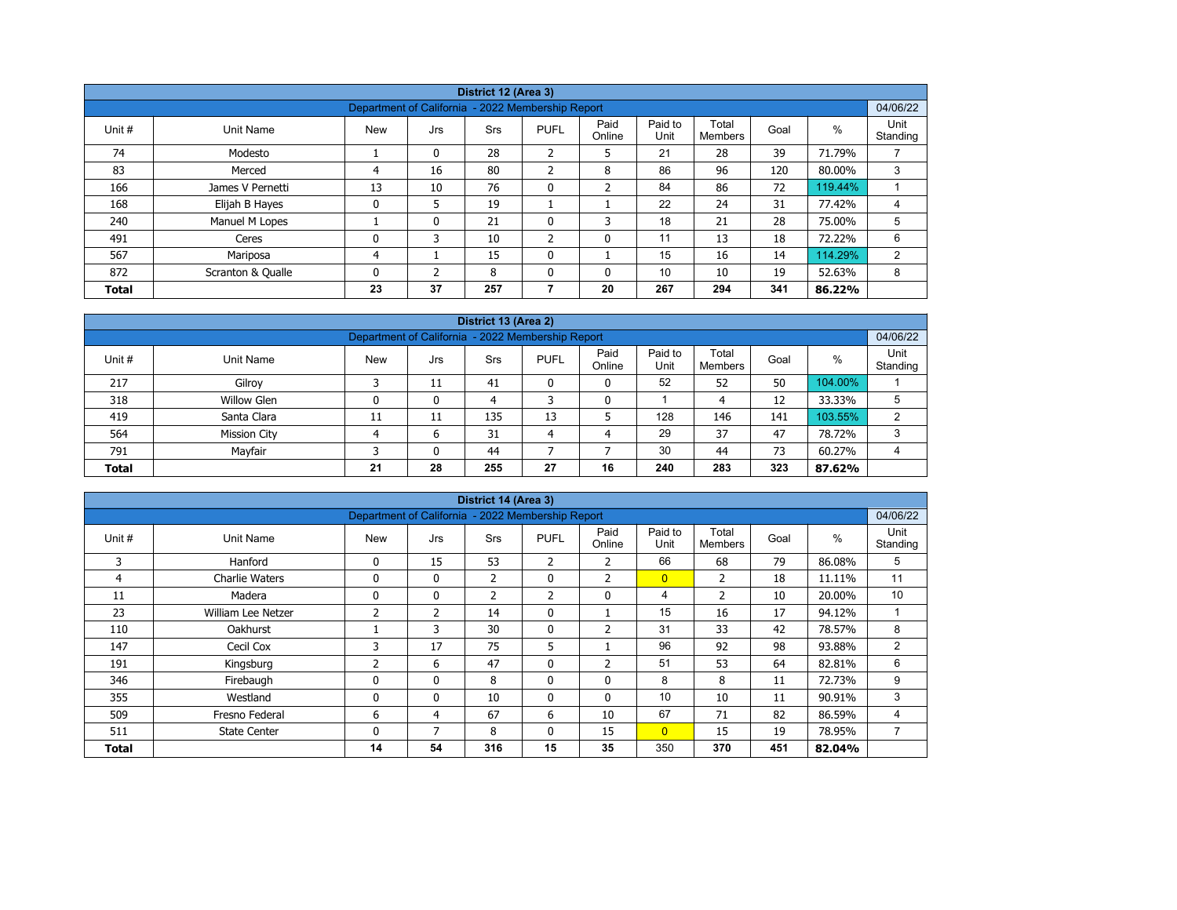## District 12 (Area 3)

Department of California - 2022 Membership Report — 04/06/22

| Unit # | Unit Name | New | Jrs | Srs | PUFL | Paid Online | Paid to Unit | Total Members | Goal | % | Unit Standing |
|---|---|---|---|---|---|---|---|---|---|---|---|
| 74 | Modesto | 1 | 0 | 28 | 2 | 5 | 21 | 28 | 39 | 71.79% | 7 |
| 83 | Merced | 4 | 16 | 80 | 2 | 8 | 86 | 96 | 120 | 80.00% | 3 |
| 166 | James V Pernetti | 13 | 10 | 76 | 0 | 2 | 84 | 86 | 72 | 119.44% | 1 |
| 168 | Elijah B Hayes | 0 | 5 | 19 | 1 | 1 | 22 | 24 | 31 | 77.42% | 4 |
| 240 | Manuel M Lopes | 1 | 0 | 21 | 0 | 3 | 18 | 21 | 28 | 75.00% | 5 |
| 491 | Ceres | 0 | 3 | 10 | 2 | 0 | 11 | 13 | 18 | 72.22% | 6 |
| 567 | Mariposa | 4 | 1 | 15 | 0 | 1 | 15 | 16 | 14 | 114.29% | 2 |
| 872 | Scranton & Qualle | 0 | 2 | 8 | 0 | 0 | 10 | 10 | 19 | 52.63% | 8 |
| **Total** | | **23** | **37** | **257** | **7** | **20** | **267** | **294** | **341** | **86.22%** | |

## District 13 (Area 2)

Department of California - 2022 Membership Report — 04/06/22

| Unit # | Unit Name | New | Jrs | Srs | PUFL | Paid Online | Paid to Unit | Total Members | Goal | % | Unit Standing |
|---|---|---|---|---|---|---|---|---|---|---|---|
| 217 | Gilroy | 3 | 11 | 41 | 0 | 0 | 52 | 52 | 50 | 104.00% | 1 |
| 318 | Willow Glen | 0 | 0 | 4 | 3 | 0 | 1 | 4 | 12 | 33.33% | 5 |
| 419 | Santa Clara | 11 | 11 | 135 | 13 | 5 | 128 | 146 | 141 | 103.55% | 2 |
| 564 | Mission City | 4 | 6 | 31 | 4 | 4 | 29 | 37 | 47 | 78.72% | 3 |
| 791 | Mayfair | 3 | 0 | 44 | 7 | 7 | 30 | 44 | 73 | 60.27% | 4 |
| **Total** | | **21** | **28** | **255** | **27** | **16** | **240** | **283** | **323** | **87.62%** | |

## District 14 (Area 3)

Department of California - 2022 Membership Report — 04/06/22

| Unit # | Unit Name | New | Jrs | Srs | PUFL | Paid Online | Paid to Unit | Total Members | Goal | % | Unit Standing |
|---|---|---|---|---|---|---|---|---|---|---|---|
| 3 | Hanford | 0 | 15 | 53 | 2 | 2 | 66 | 68 | 79 | 86.08% | 5 |
| 4 | Charlie Waters | 0 | 0 | 2 | 0 | 2 | 0 | 2 | 18 | 11.11% | 11 |
| 11 | Madera | 0 | 0 | 2 | 2 | 0 | 4 | 2 | 10 | 20.00% | 10 |
| 23 | William Lee Netzer | 2 | 2 | 14 | 0 | 1 | 15 | 16 | 17 | 94.12% | 1 |
| 110 | Oakhurst | 1 | 3 | 30 | 0 | 2 | 31 | 33 | 42 | 78.57% | 8 |
| 147 | Cecil Cox | 3 | 17 | 75 | 5 | 1 | 96 | 92 | 98 | 93.88% | 2 |
| 191 | Kingsburg | 2 | 6 | 47 | 0 | 2 | 51 | 53 | 64 | 82.81% | 6 |
| 346 | Firebaugh | 0 | 0 | 8 | 0 | 0 | 8 | 8 | 11 | 72.73% | 9 |
| 355 | Westland | 0 | 0 | 10 | 0 | 0 | 10 | 10 | 11 | 90.91% | 3 |
| 509 | Fresno Federal | 6 | 4 | 67 | 6 | 10 | 67 | 71 | 82 | 86.59% | 4 |
| 511 | State Center | 0 | 7 | 8 | 0 | 15 | 0 | 15 | 19 | 78.95% | 7 |
| **Total** | | **14** | **54** | **316** | **15** | **35** | 350 | **370** | **451** | **82.04%** | |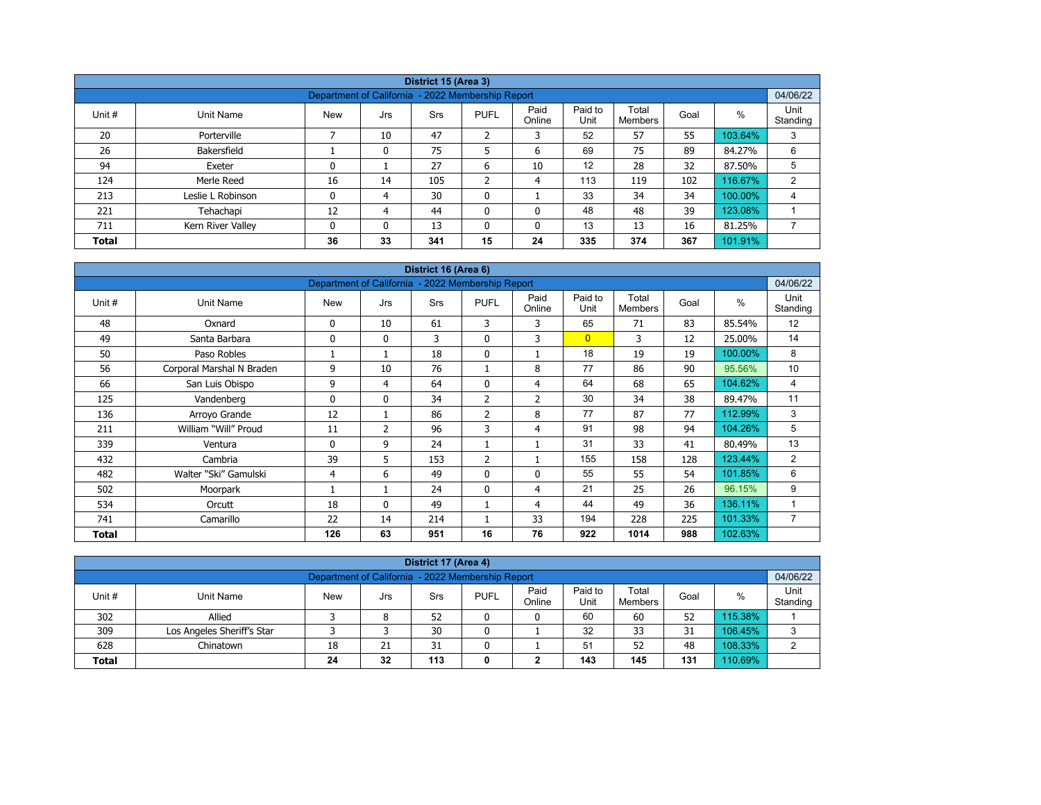| District 15 (Area 3) | | | | | | | | | | | |
|---|---|---|---|---|---|---|---|---|---|---|---|
| Department of California - 2022 Membership Report | | | | | | | | | | | 04/06/22 |
| Unit # | Unit Name | New | Jrs | Srs | PUFL | Paid Online | Paid to Unit | Total Members | Goal | % | Unit Standing |
| 20 | Porterville | 7 | 10 | 47 | 2 | 3 | 52 | 57 | 55 | 103.64% | 3 |
| 26 | Bakersfield | 1 | 0 | 75 | 5 | 6 | 69 | 75 | 89 | 84.27% | 6 |
| 94 | Exeter | 0 | 1 | 27 | 6 | 10 | 12 | 28 | 32 | 87.50% | 5 |
| 124 | Merle Reed | 16 | 14 | 105 | 2 | 4 | 113 | 119 | 102 | 116.67% | 2 |
| 213 | Leslie L Robinson | 0 | 4 | 30 | 0 | 1 | 33 | 34 | 34 | 100.00% | 4 |
| 221 | Tehachapi | 12 | 4 | 44 | 0 | 0 | 48 | 48 | 39 | 123.08% | 1 |
| 711 | Kern River Valley | 0 | 0 | 13 | 0 | 0 | 13 | 13 | 16 | 81.25% | 7 |
| **Total** | | **36** | **33** | **341** | **15** | **24** | **335** | **374** | **367** | 101.91% | |

| District 16 (Area 6) | | | | | | | | | | | |
|---|---|---|---|---|---|---|---|---|---|---|---|
| Department of California - 2022 Membership Report | | | | | | | | | | | 04/06/22 |
| Unit # | Unit Name | New | Jrs | Srs | PUFL | Paid Online | Paid to Unit | Total Members | Goal | % | Unit Standing |
| 48 | Oxnard | 0 | 10 | 61 | 3 | 3 | 65 | 71 | 83 | 85.54% | 12 |
| 49 | Santa Barbara | 0 | 0 | 3 | 0 | 3 | 0 | 3 | 12 | 25.00% | 14 |
| 50 | Paso Robles | 1 | 1 | 18 | 0 | 1 | 18 | 19 | 19 | 100.00% | 8 |
| 56 | Corporal Marshal N Braden | 9 | 10 | 76 | 1 | 8 | 77 | 86 | 90 | 95.56% | 10 |
| 66 | San Luis Obispo | 9 | 4 | 64 | 0 | 4 | 64 | 68 | 65 | 104.62% | 4 |
| 125 | Vandenberg | 0 | 0 | 34 | 2 | 2 | 30 | 34 | 38 | 89.47% | 11 |
| 136 | Arroyo Grande | 12 | 1 | 86 | 2 | 8 | 77 | 87 | 77 | 112.99% | 3 |
| 211 | William “Will” Proud | 11 | 2 | 96 | 3 | 4 | 91 | 98 | 94 | 104.26% | 5 |
| 339 | Ventura | 0 | 9 | 24 | 1 | 1 | 31 | 33 | 41 | 80.49% | 13 |
| 432 | Cambria | 39 | 5 | 153 | 2 | 1 | 155 | 158 | 128 | 123.44% | 2 |
| 482 | Walter “Ski” Gamulski | 4 | 6 | 49 | 0 | 0 | 55 | 55 | 54 | 101.85% | 6 |
| 502 | Moorpark | 1 | 1 | 24 | 0 | 4 | 21 | 25 | 26 | 96.15% | 9 |
| 534 | Orcutt | 18 | 0 | 49 | 1 | 4 | 44 | 49 | 36 | 136.11% | 1 |
| 741 | Camarillo | 22 | 14 | 214 | 1 | 33 | 194 | 228 | 225 | 101.33% | 7 |
| **Total** | | **126** | **63** | **951** | **16** | **76** | **922** | **1014** | **988** | 102.63% | |

| District 17 (Area 4) | | | | | | | | | | | |
|---|---|---|---|---|---|---|---|---|---|---|---|
| Department of California - 2022 Membership Report | | | | | | | | | | | 04/06/22 |
| Unit # | Unit Name | New | Jrs | Srs | PUFL | Paid Online | Paid to Unit | Total Members | Goal | % | Unit Standing |
| 302 | Allied | 3 | 8 | 52 | 0 | 0 | 60 | 60 | 52 | 115.38% | 1 |
| 309 | Los Angeles Sheriff's Star | 3 | 3 | 30 | 0 | 1 | 32 | 33 | 31 | 106.45% | 3 |
| 628 | Chinatown | 18 | 21 | 31 | 0 | 1 | 51 | 52 | 48 | 108.33% | 2 |
| **Total** | | **24** | **32** | **113** | **0** | **2** | **143** | **145** | **131** | 110.69% | |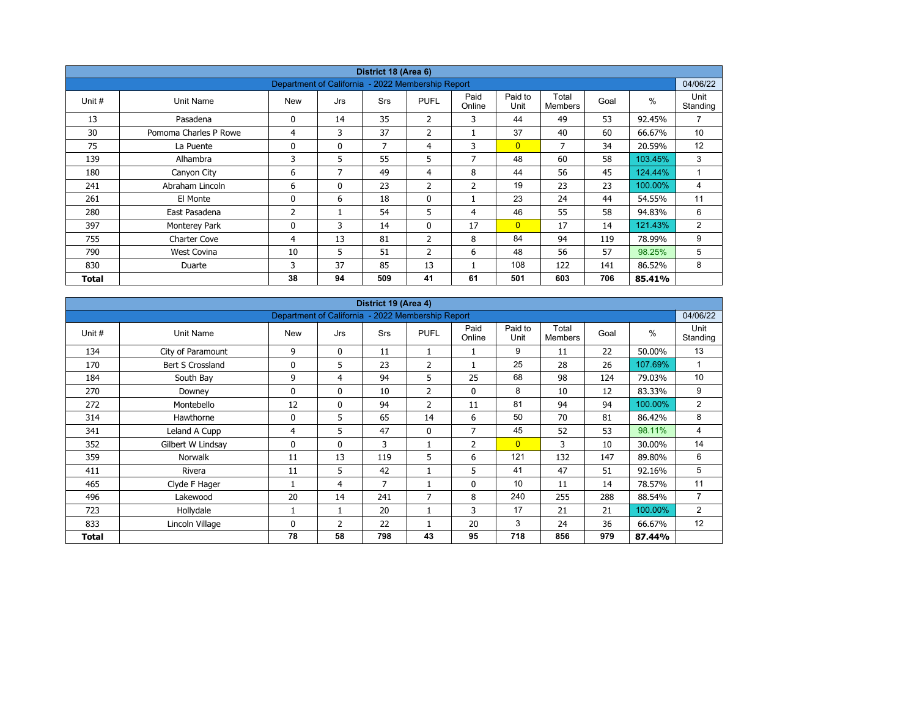| District 18 (Area 6) | | | | | | | | | | | |
|---|---|---|---|---|---|---|---|---|---|---|---|
| Department of California - 2022 Membership Report | | | | | | | | | | | 04/06/22 |
| Unit # | Unit Name | New | Jrs | Srs | PUFL | Paid Online | Paid to Unit | Total Members | Goal | % | Unit Standing |
| 13 | Pasadena | 0 | 14 | 35 | 2 | 3 | 44 | 49 | 53 | 92.45% | 7 |
| 30 | Pomona Charles P Rowe | 4 | 3 | 37 | 2 | 1 | 37 | 40 | 60 | 66.67% | 10 |
| 75 | La Puente | 0 | 0 | 7 | 4 | 3 | 0 | 7 | 34 | 20.59% | 12 |
| 139 | Alhambra | 3 | 5 | 55 | 5 | 7 | 48 | 60 | 58 | 103.45% | 3 |
| 180 | Canyon City | 6 | 7 | 49 | 4 | 8 | 44 | 56 | 45 | 124.44% | 1 |
| 241 | Abraham Lincoln | 6 | 0 | 23 | 2 | 2 | 19 | 23 | 23 | 100.00% | 4 |
| 261 | El Monte | 0 | 6 | 18 | 0 | 1 | 23 | 24 | 44 | 54.55% | 11 |
| 280 | East Pasadena | 2 | 1 | 54 | 5 | 4 | 46 | 55 | 58 | 94.83% | 6 |
| 397 | Monterey Park | 0 | 3 | 14 | 0 | 17 | 0 | 17 | 14 | 121.43% | 2 |
| 755 | Charter Cove | 4 | 13 | 81 | 2 | 8 | 84 | 94 | 119 | 78.99% | 9 |
| 790 | West Covina | 10 | 5 | 51 | 2 | 6 | 48 | 56 | 57 | 98.25% | 5 |
| 830 | Duarte | 3 | 37 | 85 | 13 | 1 | 108 | 122 | 141 | 86.52% | 8 |
| **Total** | | **38** | **94** | **509** | **41** | **61** | **501** | **603** | **706** | **85.41%** | |

| District 19 (Area 4) | | | | | | | | | | | |
|---|---|---|---|---|---|---|---|---|---|---|---|
| Department of California - 2022 Membership Report | | | | | | | | | | | 04/06/22 |
| Unit # | Unit Name | New | Jrs | Srs | PUFL | Paid Online | Paid to Unit | Total Members | Goal | % | Unit Standing |
| 134 | City of Paramount | 9 | 0 | 11 | 1 | 1 | 9 | 11 | 22 | 50.00% | 13 |
| 170 | Bert S Crossland | 0 | 5 | 23 | 2 | 1 | 25 | 28 | 26 | 107.69% | 1 |
| 184 | South Bay | 9 | 4 | 94 | 5 | 25 | 68 | 98 | 124 | 79.03% | 10 |
| 270 | Downey | 0 | 0 | 10 | 2 | 0 | 8 | 10 | 12 | 83.33% | 9 |
| 272 | Montebello | 12 | 0 | 94 | 2 | 11 | 81 | 94 | 94 | 100.00% | 2 |
| 314 | Hawthorne | 0 | 5 | 65 | 14 | 6 | 50 | 70 | 81 | 86.42% | 8 |
| 341 | Leland A Cupp | 4 | 5 | 47 | 0 | 7 | 45 | 52 | 53 | 98.11% | 4 |
| 352 | Gilbert W Lindsay | 0 | 0 | 3 | 1 | 2 | 0 | 3 | 10 | 30.00% | 14 |
| 359 | Norwalk | 11 | 13 | 119 | 5 | 6 | 121 | 132 | 147 | 89.80% | 6 |
| 411 | Rivera | 11 | 5 | 42 | 1 | 5 | 41 | 47 | 51 | 92.16% | 5 |
| 465 | Clyde F Hager | 1 | 4 | 7 | 1 | 0 | 10 | 11 | 14 | 78.57% | 11 |
| 496 | Lakewood | 20 | 14 | 241 | 7 | 8 | 240 | 255 | 288 | 88.54% | 7 |
| 723 | Hollydale | 1 | 1 | 20 | 1 | 3 | 17 | 21 | 21 | 100.00% | 2 |
| 833 | Lincoln Village | 0 | 2 | 22 | 1 | 20 | 3 | 24 | 36 | 66.67% | 12 |
| **Total** | | **78** | **58** | **798** | **43** | **95** | **718** | **856** | **979** | **87.44%** | |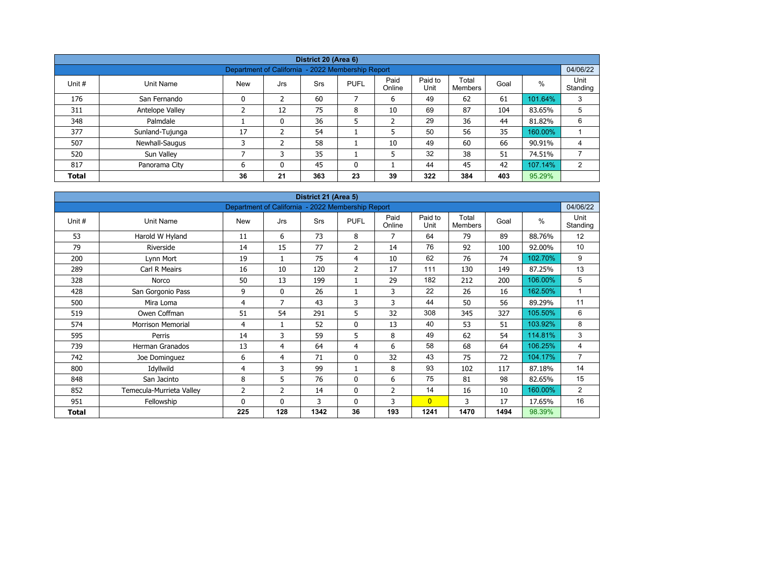| District 20 (Area 6) | | | | | | | | | | |
|---|---|---|---|---|---|---|---|---|---|---|
| Department of California - 2022 Membership Report | | | | | | | | | | 04/06/22 |
| Unit # | Unit Name | New | Jrs | Srs | PUFL | Paid Online | Paid to Unit | Total Members | Goal | % | Unit Standing |
| 176 | San Fernando | 0 | 2 | 60 | 7 | 6 | 49 | 62 | 61 | 101.64% | 3 |
| 311 | Antelope Valley | 2 | 12 | 75 | 8 | 10 | 69 | 87 | 104 | 83.65% | 5 |
| 348 | Palmdale | 1 | 0 | 36 | 5 | 2 | 29 | 36 | 44 | 81.82% | 6 |
| 377 | Sunland-Tujunga | 17 | 2 | 54 | 1 | 5 | 50 | 56 | 35 | 160.00% | 1 |
| 507 | Newhall-Saugus | 3 | 2 | 58 | 1 | 10 | 49 | 60 | 66 | 90.91% | 4 |
| 520 | Sun Valley | 7 | 3 | 35 | 1 | 5 | 32 | 38 | 51 | 74.51% | 7 |
| 817 | Panorama City | 6 | 0 | 45 | 0 | 1 | 44 | 45 | 42 | 107.14% | 2 |
| **Total** | | **36** | **21** | **363** | **23** | **39** | **322** | **384** | **403** | 95.29% | |

| District 21 (Area 5) | | | | | | | | | | | |
|---|---|---|---|---|---|---|---|---|---|---|---|
| Department of California - 2022 Membership Report | | | | | | | | | | | 04/06/22 |
| Unit # | Unit Name | New | Jrs | Srs | PUFL | Paid Online | Paid to Unit | Total Members | Goal | % | Unit Standing |
| 53 | Harold W Hyland | 11 | 6 | 73 | 8 | 7 | 64 | 79 | 89 | 88.76% | 12 |
| 79 | Riverside | 14 | 15 | 77 | 2 | 14 | 76 | 92 | 100 | 92.00% | 10 |
| 200 | Lynn Mort | 19 | 1 | 75 | 4 | 10 | 62 | 76 | 74 | 102.70% | 9 |
| 289 | Carl R Meairs | 16 | 10 | 120 | 2 | 17 | 111 | 130 | 149 | 87.25% | 13 |
| 328 | Norco | 50 | 13 | 199 | 1 | 29 | 182 | 212 | 200 | 106.00% | 5 |
| 428 | San Gorgonio Pass | 9 | 0 | 26 | 1 | 3 | 22 | 26 | 16 | 162.50% | 1 |
| 500 | Mira Loma | 4 | 7 | 43 | 3 | 3 | 44 | 50 | 56 | 89.29% | 11 |
| 519 | Owen Coffman | 51 | 54 | 291 | 5 | 32 | 308 | 345 | 327 | 105.50% | 6 |
| 574 | Morrison Memorial | 4 | 1 | 52 | 0 | 13 | 40 | 53 | 51 | 103.92% | 8 |
| 595 | Perris | 14 | 3 | 59 | 5 | 8 | 49 | 62 | 54 | 114.81% | 3 |
| 739 | Herman Granados | 13 | 4 | 64 | 4 | 6 | 58 | 68 | 64 | 106.25% | 4 |
| 742 | Joe Dominguez | 6 | 4 | 71 | 0 | 32 | 43 | 75 | 72 | 104.17% | 7 |
| 800 | Idyllwild | 4 | 3 | 99 | 1 | 8 | 93 | 102 | 117 | 87.18% | 14 |
| 848 | San Jacinto | 8 | 5 | 76 | 0 | 6 | 75 | 81 | 98 | 82.65% | 15 |
| 852 | Temecula-Murrieta Valley | 2 | 2 | 14 | 0 | 2 | 14 | 16 | 10 | 160.00% | 2 |
| 951 | Fellowship | 0 | 0 | 3 | 0 | 3 | 0 | 3 | 17 | 17.65% | 16 |
| **Total** | | **225** | **128** | **1342** | **36** | **193** | **1241** | **1470** | **1494** | 98.39% | |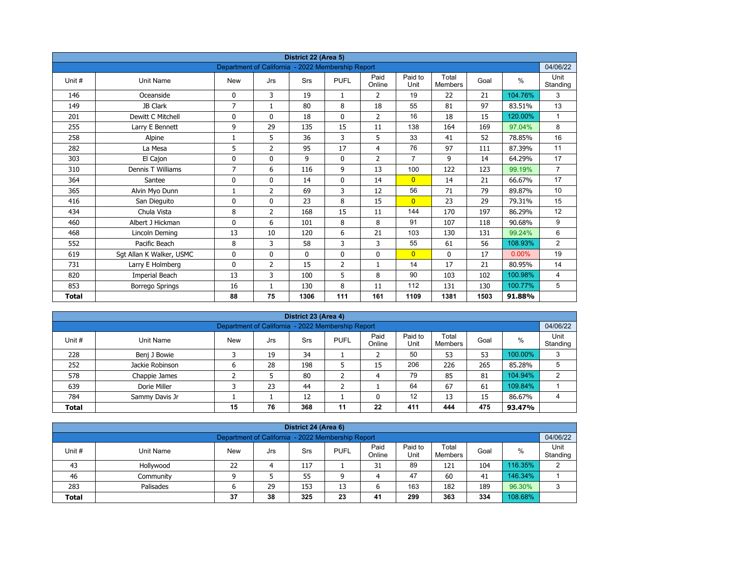## District 22 (Area 5)

Department of California - 2022 Membership Report — 04/06/22

| Unit # | Unit Name | New | Jrs | Srs | PUFL | Paid Online | Paid to Unit | Total Members | Goal | % | Unit Standing |
|---|---|---|---|---|---|---|---|---|---|---|---|
| 146 | Oceanside | 0 | 3 | 19 | 1 | 2 | 19 | 22 | 21 | 104.76% | 3 |
| 149 | JB Clark | 7 | 1 | 80 | 8 | 18 | 55 | 81 | 97 | 83.51% | 13 |
| 201 | Dewitt C Mitchell | 0 | 0 | 18 | 0 | 2 | 16 | 18 | 15 | 120.00% | 1 |
| 255 | Larry E Bennett | 9 | 29 | 135 | 15 | 11 | 138 | 164 | 169 | 97.04% | 8 |
| 258 | Alpine | 1 | 5 | 36 | 3 | 5 | 33 | 41 | 52 | 78.85% | 16 |
| 282 | La Mesa | 5 | 2 | 95 | 17 | 4 | 76 | 97 | 111 | 87.39% | 11 |
| 303 | El Cajon | 0 | 0 | 9 | 0 | 2 | 7 | 9 | 14 | 64.29% | 17 |
| 310 | Dennis T Williams | 7 | 6 | 116 | 9 | 13 | 100 | 122 | 123 | 99.19% | 7 |
| 364 | Santee | 0 | 0 | 14 | 0 | 14 | 0 | 14 | 21 | 66.67% | 17 |
| 365 | Alvin Myo Dunn | 1 | 2 | 69 | 3 | 12 | 56 | 71 | 79 | 89.87% | 10 |
| 416 | San Dieguito | 0 | 0 | 23 | 8 | 15 | 0 | 23 | 29 | 79.31% | 15 |
| 434 | Chula Vista | 8 | 2 | 168 | 15 | 11 | 144 | 170 | 197 | 86.29% | 12 |
| 460 | Albert J Hickman | 0 | 6 | 101 | 8 | 8 | 91 | 107 | 118 | 90.68% | 9 |
| 468 | Lincoln Deming | 13 | 10 | 120 | 6 | 21 | 103 | 130 | 131 | 99.24% | 6 |
| 552 | Pacific Beach | 8 | 3 | 58 | 3 | 3 | 55 | 61 | 56 | 108.93% | 2 |
| 619 | Sgt Allan K Walker, USMC | 0 | 0 | 0 | 0 | 0 | 0 | 0 | 17 | 0.00% | 19 |
| 731 | Larry E Holmberg | 0 | 2 | 15 | 2 | 1 | 14 | 17 | 21 | 80.95% | 14 |
| 820 | Imperial Beach | 13 | 3 | 100 | 5 | 8 | 90 | 103 | 102 | 100.98% | 4 |
| 853 | Borrego Springs | 16 | 1 | 130 | 8 | 11 | 112 | 131 | 130 | 100.77% | 5 |
| **Total** | | **88** | **75** | **1306** | **111** | **161** | **1109** | **1381** | **1503** | **91.88%** | |

## District 23 (Area 4)

Department of California - 2022 Membership Report — 04/06/22

| Unit # | Unit Name | New | Jrs | Srs | PUFL | Paid Online | Paid to Unit | Total Members | Goal | % | Unit Standing |
|---|---|---|---|---|---|---|---|---|---|---|---|
| 228 | Benj J Bowie | 3 | 19 | 34 | 1 | 2 | 50 | 53 | 53 | 100.00% | 3 |
| 252 | Jackie Robinson | 6 | 28 | 198 | 5 | 15 | 206 | 226 | 265 | 85.28% | 5 |
| 578 | Chappie James | 2 | 5 | 80 | 2 | 4 | 79 | 85 | 81 | 104.94% | 2 |
| 639 | Dorie Miller | 3 | 23 | 44 | 2 | 1 | 64 | 67 | 61 | 109.84% | 1 |
| 784 | Sammy Davis Jr | 1 | 1 | 12 | 1 | 0 | 12 | 13 | 15 | 86.67% | 4 |
| **Total** | | **15** | **76** | **368** | **11** | **22** | **411** | **444** | **475** | **93.47%** | |

## District 24 (Area 6)

Department of California - 2022 Membership Report — 04/06/22

| Unit # | Unit Name | New | Jrs | Srs | PUFL | Paid Online | Paid to Unit | Total Members | Goal | % | Unit Standing |
|---|---|---|---|---|---|---|---|---|---|---|---|
| 43 | Hollywood | 22 | 4 | 117 | 1 | 31 | 89 | 121 | 104 | 116.35% | 2 |
| 46 | Community | 9 | 5 | 55 | 9 | 4 | 47 | 60 | 41 | 146.34% | 1 |
| 283 | Palisades | 6 | 29 | 153 | 13 | 6 | 163 | 182 | 189 | 96.30% | 3 |
| **Total** | | **37** | **38** | **325** | **23** | **41** | **299** | **363** | **334** | **108.68%** | |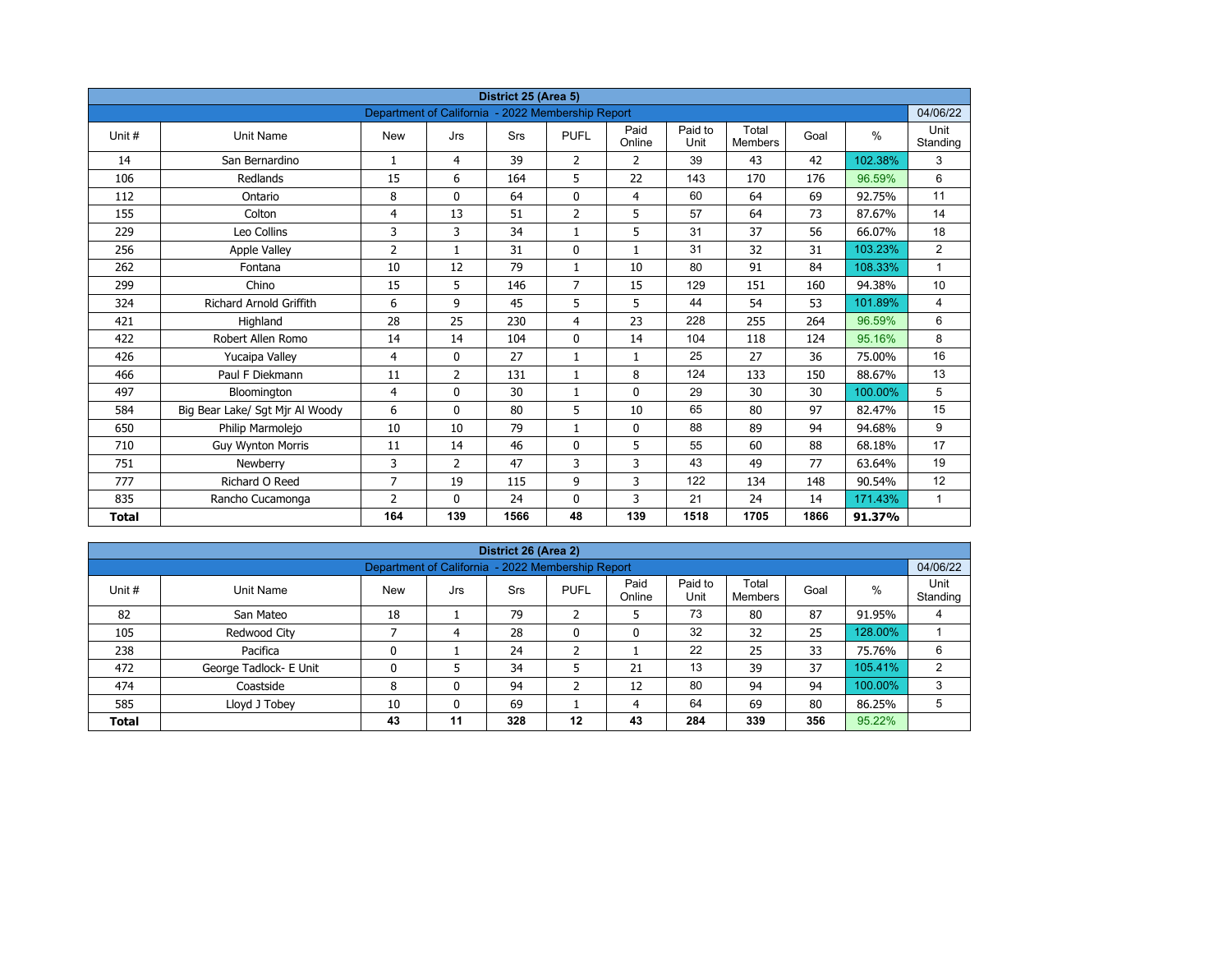| District 25 (Area 5) | | | | | | | | | | | |
|---|---|---|---|---|---|---|---|---|---|---|---|
| Department of California - 2022 Membership Report | | | | | | | | | | | 04/06/22 |
| Unit # | Unit Name | New | Jrs | Srs | PUFL | Paid Online | Paid to Unit | Total Members | Goal | % | Unit Standing |
| 14 | San Bernardino | 1 | 4 | 39 | 2 | 2 | 39 | 43 | 42 | 102.38% | 3 |
| 106 | Redlands | 15 | 6 | 164 | 5 | 22 | 143 | 170 | 176 | 96.59% | 6 |
| 112 | Ontario | 8 | 0 | 64 | 0 | 4 | 60 | 64 | 69 | 92.75% | 11 |
| 155 | Colton | 4 | 13 | 51 | 2 | 5 | 57 | 64 | 73 | 87.67% | 14 |
| 229 | Leo Collins | 3 | 3 | 34 | 1 | 5 | 31 | 37 | 56 | 66.07% | 18 |
| 256 | Apple Valley | 2 | 1 | 31 | 0 | 1 | 31 | 32 | 31 | 103.23% | 2 |
| 262 | Fontana | 10 | 12 | 79 | 1 | 10 | 80 | 91 | 84 | 108.33% | 1 |
| 299 | Chino | 15 | 5 | 146 | 7 | 15 | 129 | 151 | 160 | 94.38% | 10 |
| 324 | Richard Arnold Griffith | 6 | 9 | 45 | 5 | 5 | 44 | 54 | 53 | 101.89% | 4 |
| 421 | Highland | 28 | 25 | 230 | 4 | 23 | 228 | 255 | 264 | 96.59% | 6 |
| 422 | Robert Allen Romo | 14 | 14 | 104 | 0 | 14 | 104 | 118 | 124 | 95.16% | 8 |
| 426 | Yucaipa Valley | 4 | 0 | 27 | 1 | 1 | 25 | 27 | 36 | 75.00% | 16 |
| 466 | Paul F Diekmann | 11 | 2 | 131 | 1 | 8 | 124 | 133 | 150 | 88.67% | 13 |
| 497 | Bloomington | 4 | 0 | 30 | 1 | 0 | 29 | 30 | 30 | 100.00% | 5 |
| 584 | Big Bear Lake/ Sgt Mjr Al Woody | 6 | 0 | 80 | 5 | 10 | 65 | 80 | 97 | 82.47% | 15 |
| 650 | Philip Marmolejo | 10 | 10 | 79 | 1 | 0 | 88 | 89 | 94 | 94.68% | 9 |
| 710 | Guy Wynton Morris | 11 | 14 | 46 | 0 | 5 | 55 | 60 | 88 | 68.18% | 17 |
| 751 | Newberry | 3 | 2 | 47 | 3 | 3 | 43 | 49 | 77 | 63.64% | 19 |
| 777 | Richard O Reed | 7 | 19 | 115 | 9 | 3 | 122 | 134 | 148 | 90.54% | 12 |
| 835 | Rancho Cucamonga | 2 | 0 | 24 | 0 | 3 | 21 | 24 | 14 | 171.43% | 1 |
| **Total** | | **164** | **139** | **1566** | **48** | **139** | **1518** | **1705** | **1866** | **91.37%** | |

| District 26 (Area 2) | | | | | | | | | | | |
|---|---|---|---|---|---|---|---|---|---|---|---|
| Department of California - 2022 Membership Report | | | | | | | | | | | 04/06/22 |
| Unit # | Unit Name | New | Jrs | Srs | PUFL | Paid Online | Paid to Unit | Total Members | Goal | % | Unit Standing |
| 82 | San Mateo | 18 | 1 | 79 | 2 | 5 | 73 | 80 | 87 | 91.95% | 4 |
| 105 | Redwood City | 7 | 4 | 28 | 0 | 0 | 32 | 32 | 25 | 128.00% | 1 |
| 238 | Pacifica | 0 | 1 | 24 | 2 | 1 | 22 | 25 | 33 | 75.76% | 6 |
| 472 | George Tadlock- E Unit | 0 | 5 | 34 | 5 | 21 | 13 | 39 | 37 | 105.41% | 2 |
| 474 | Coastside | 8 | 0 | 94 | 2 | 12 | 80 | 94 | 94 | 100.00% | 3 |
| 585 | Lloyd J Tobey | 10 | 0 | 69 | 1 | 4 | 64 | 69 | 80 | 86.25% | 5 |
| **Total** | | **43** | **11** | **328** | **12** | **43** | **284** | **339** | **356** | 95.22% | |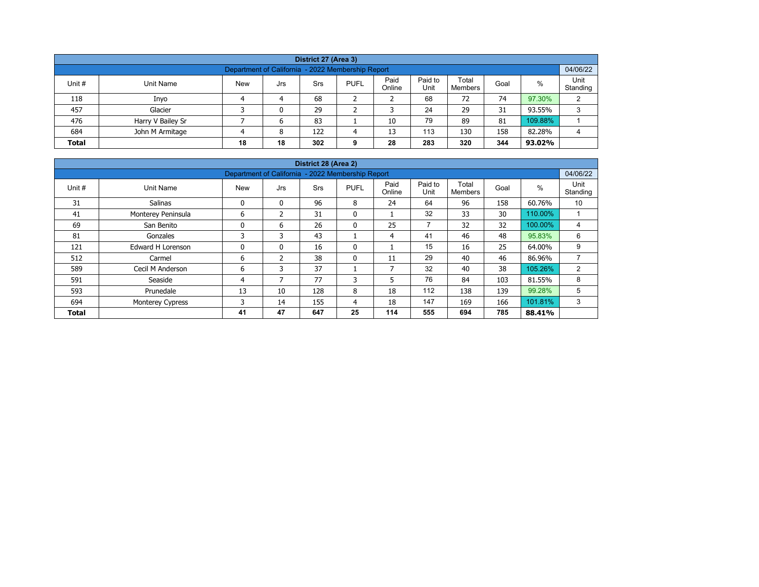| District 27 (Area 3) | | | | | | | | | | |
|---|---|---|---|---|---|---|---|---|---|---|
| Department of California - 2022 Membership Report | | | | | | | | | | 04/06/22 |
| Unit # | Unit Name | New | Jrs | Srs | PUFL | Paid Online | Paid to Unit | Total Members | Goal | % | Unit Standing |
| 118 | Inyo | 4 | 4 | 68 | 2 | 2 | 68 | 72 | 74 | 97.30% | 2 |
| 457 | Glacier | 3 | 0 | 29 | 2 | 3 | 24 | 29 | 31 | 93.55% | 3 |
| 476 | Harry V Bailey Sr | 7 | 6 | 83 | 1 | 10 | 79 | 89 | 81 | 109.88% | 1 |
| 684 | John M Armitage | 4 | 8 | 122 | 4 | 13 | 113 | 130 | 158 | 82.28% | 4 |
| **Total** | | **18** | **18** | **302** | **9** | **28** | **283** | **320** | **344** | **93.02%** | |

| District 28 (Area 2) | | | | | | | | | | | |
|---|---|---|---|---|---|---|---|---|---|---|---|
| Department of California - 2022 Membership Report | | | | | | | | | | | 04/06/22 |
| Unit # | Unit Name | New | Jrs | Srs | PUFL | Paid Online | Paid to Unit | Total Members | Goal | % | Unit Standing |
| 31 | Salinas | 0 | 0 | 96 | 8 | 24 | 64 | 96 | 158 | 60.76% | 10 |
| 41 | Monterey Peninsula | 6 | 2 | 31 | 0 | 1 | 32 | 33 | 30 | 110.00% | 1 |
| 69 | San Benito | 0 | 6 | 26 | 0 | 25 | 7 | 32 | 32 | 100.00% | 4 |
| 81 | Gonzales | 3 | 3 | 43 | 1 | 4 | 41 | 46 | 48 | 95.83% | 6 |
| 121 | Edward H Lorenson | 0 | 0 | 16 | 0 | 1 | 15 | 16 | 25 | 64.00% | 9 |
| 512 | Carmel | 6 | 2 | 38 | 0 | 11 | 29 | 40 | 46 | 86.96% | 7 |
| 589 | Cecil M Anderson | 6 | 3 | 37 | 1 | 7 | 32 | 40 | 38 | 105.26% | 2 |
| 591 | Seaside | 4 | 7 | 77 | 3 | 5 | 76 | 84 | 103 | 81.55% | 8 |
| 593 | Prunedale | 13 | 10 | 128 | 8 | 18 | 112 | 138 | 139 | 99.28% | 5 |
| 694 | Monterey Cypress | 3 | 14 | 155 | 4 | 18 | 147 | 169 | 166 | 101.81% | 3 |
| **Total** | | **41** | **47** | **647** | **25** | **114** | **555** | **694** | **785** | **88.41%** | |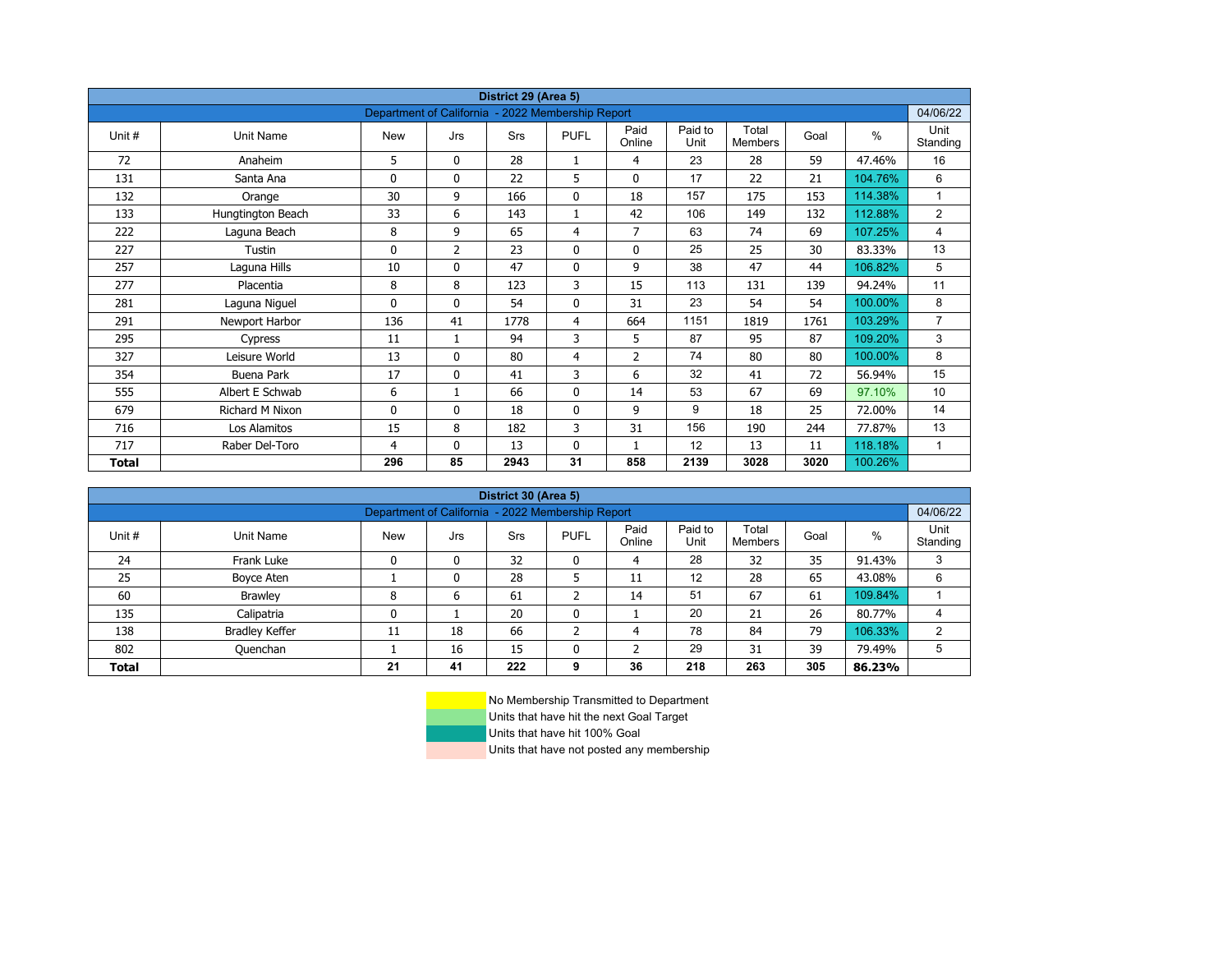| District 29 (Area 5) | | | | | | | | | | | |
|---|---|---|---|---|---|---|---|---|---|---|---|
| Department of California - 2022 Membership Report | | | | | | | | | | | 04/06/22 |
| Unit # | Unit Name | New | Jrs | Srs | PUFL | Paid Online | Paid to Unit | Total Members | Goal | % | Unit Standing |
| 72 | Anaheim | 5 | 0 | 28 | 1 | 4 | 23 | 28 | 59 | 47.46% | 16 |
| 131 | Santa Ana | 0 | 0 | 22 | 5 | 0 | 17 | 22 | 21 | 104.76% | 6 |
| 132 | Orange | 30 | 9 | 166 | 0 | 18 | 157 | 175 | 153 | 114.38% | 1 |
| 133 | Hungtington Beach | 33 | 6 | 143 | 1 | 42 | 106 | 149 | 132 | 112.88% | 2 |
| 222 | Laguna Beach | 8 | 9 | 65 | 4 | 7 | 63 | 74 | 69 | 107.25% | 4 |
| 227 | Tustin | 0 | 2 | 23 | 0 | 0 | 25 | 25 | 30 | 83.33% | 13 |
| 257 | Laguna Hills | 10 | 0 | 47 | 0 | 9 | 38 | 47 | 44 | 106.82% | 5 |
| 277 | Placentia | 8 | 8 | 123 | 3 | 15 | 113 | 131 | 139 | 94.24% | 11 |
| 281 | Laguna Niguel | 0 | 0 | 54 | 0 | 31 | 23 | 54 | 54 | 100.00% | 8 |
| 291 | Newport Harbor | 136 | 41 | 1778 | 4 | 664 | 1151 | 1819 | 1761 | 103.29% | 7 |
| 295 | Cypress | 11 | 1 | 94 | 3 | 5 | 87 | 95 | 87 | 109.20% | 3 |
| 327 | Leisure World | 13 | 0 | 80 | 4 | 2 | 74 | 80 | 80 | 100.00% | 8 |
| 354 | Buena Park | 17 | 0 | 41 | 3 | 6 | 32 | 41 | 72 | 56.94% | 15 |
| 555 | Albert E Schwab | 6 | 1 | 66 | 0 | 14 | 53 | 67 | 69 | 97.10% | 10 |
| 679 | Richard M Nixon | 0 | 0 | 18 | 0 | 9 | 9 | 18 | 25 | 72.00% | 14 |
| 716 | Los Alamitos | 15 | 8 | 182 | 3 | 31 | 156 | 190 | 244 | 77.87% | 13 |
| 717 | Raber Del-Toro | 4 | 0 | 13 | 0 | 1 | 12 | 13 | 11 | 118.18% | 1 |
| **Total** | | **296** | **85** | **2943** | **31** | **858** | **2139** | **3028** | **3020** | 100.26% | |

| District 30 (Area 5) | | | | | | | | | | | |
|---|---|---|---|---|---|---|---|---|---|---|---|
| Department of California - 2022 Membership Report | | | | | | | | | | | 04/06/22 |
| Unit # | Unit Name | New | Jrs | Srs | PUFL | Paid Online | Paid to Unit | Total Members | Goal | % | Unit Standing |
| 24 | Frank Luke | 0 | 0 | 32 | 0 | 4 | 28 | 32 | 35 | 91.43% | 3 |
| 25 | Boyce Aten | 1 | 0 | 28 | 5 | 11 | 12 | 28 | 65 | 43.08% | 6 |
| 60 | Brawley | 8 | 6 | 61 | 2 | 14 | 51 | 67 | 61 | 109.84% | 1 |
| 135 | Calipatria | 0 | 1 | 20 | 0 | 1 | 20 | 21 | 26 | 80.77% | 4 |
| 138 | Bradley Keffer | 11 | 18 | 66 | 2 | 4 | 78 | 84 | 79 | 106.33% | 2 |
| 802 | Quenchan | 1 | 16 | 15 | 0 | 2 | 29 | 31 | 39 | 79.49% | 5 |
| **Total** | | **21** | **41** | **222** | **9** | **36** | **218** | **263** | **305** | **86.23%** | |

No Membership Transmitted to Department

Units that have hit the next Goal Target

Units that have hit 100% Goal

Units that have not posted any membership